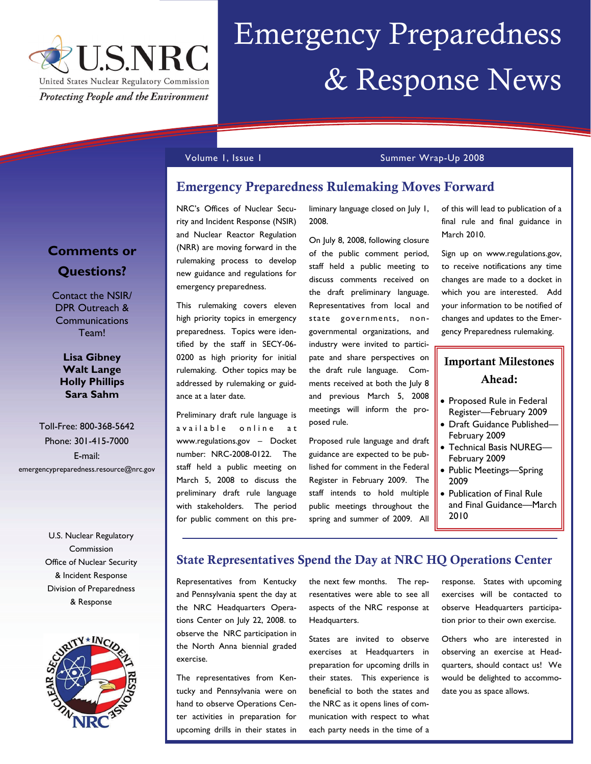U.S.NRC

United States Nuclear Regulatory Commission

*Protecting People and the Environment*

# Emergency Preparedness & Response News

Volume 1, Issue 1 — Summer Wrap-Up 2008

## Emergency Preparedness Rulemaking Moves Forward

NRC's Offices of Nuclear Security and Incident Response (NSIR) and Nuclear Reactor Regulation (NRR) are moving forward in the rulemaking process to develop new guidance and regulations for emergency preparedness.

This rulemaking covers eleven high priority topics in emergency preparedness. Topics were identified by the staff in SECY-06-0200 as high priority for initial rulemaking. Other topics may be addressed by rulemaking or guidance at a later date.

Preliminary draft rule language is available online at www.regulations.gov – Docket number: NRC-2008-0122. The staff held a public meeting on March 5, 2008 to discuss the preliminary draft rule language with stakeholders. The period for public comment on this preliminary language closed on July 1, 2008.

On July 8, 2008, following closure of the public comment period, staff held a public meeting to discuss comments received on the draft preliminary language. Representatives from local and state governments, non-governmental organizations, and industry were invited to participate and share perspectives on the draft rule language. Comments received at both the July 8 and previous March 5, 2008 meetings will inform the proposed rule.

Proposed rule language and draft guidance are expected to be published for comment in the Federal Register in February 2009. The staff intends to hold multiple public meetings throughout the spring and summer of 2009. All of this will lead to publication of a final rule and final guidance in March 2010.

Sign up on www.regulations.gov, to receive notifications any time changes are made to a docket in which you are interested. Add your information to be notified of changes and updates to the Emergency Preparedness rulemaking.

### Important Milestones Ahead:

- Proposed Rule in Federal Register—February 2009
- Draft Guidance Published—February 2009
- Technical Basis NUREG—February 2009
- Public Meetings—Spring 2009
- Publication of Final Rule and Final Guidance—March 2010

## State Representatives Spend the Day at NRC HQ Operations Center

Representatives from Kentucky and Pennsylvania spent the day at the NRC Headquarters Operations Center on July 22, 2008. to observe the NRC participation in the North Anna biennial graded exercise.

The representatives from Kentucky and Pennsylvania were on hand to observe Operations Center activities in preparation for upcoming drills in their states in the next few months. The representatives were able to see all aspects of the NRC response at Headquarters.

States are invited to observe exercises at Headquarters in preparation for upcoming drills in their states. This experience is beneficial to both the states and the NRC as it opens lines of communication with respect to what each party needs in the time of a response. States with upcoming exercises will be contacted to observe Headquarters participation prior to their own exercise.

Others who are interested in observing an exercise at Headquarters, should contact us! We would be delighted to accommodate you as space allows.

### Comments or Questions?

Contact the NSIR/DPR Outreach & Communications Team!

**Lisa Gibney**
**Walt Lange**
**Holly Phillips**
**Sara Sahm**

Toll-Free: 800-368-5642
Phone: 301-415-7000
E-mail: emergencypreparedness.resource@nrc.gov

U.S. Nuclear Regulatory Commission
Office of Nuclear Security & Incident Response
Division of Preparedness & Response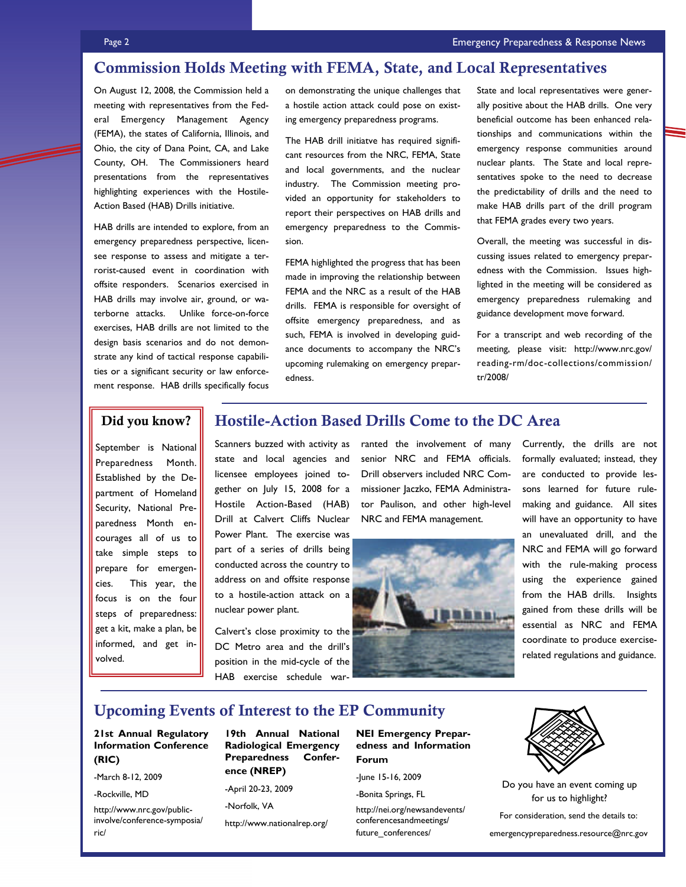## Commission Holds Meeting with FEMA, State, and Local Representatives

On August 12, 2008, the Commission held a meeting with representatives from the Federal Emergency Management Agency (FEMA), the states of California, Illinois, and Ohio, the city of Dana Point, CA, and Lake County, OH. The Commissioners heard presentations from the representatives highlighting experiences with the Hostile-Action Based (HAB) Drills initiative.

HAB drills are intended to explore, from an emergency preparedness perspective, licensee response to assess and mitigate a terrorist-caused event in coordination with offsite responders. Scenarios exercised in HAB drills may involve air, ground, or waterborne attacks. Unlike force-on-force exercises, HAB drills are not limited to the design basis scenarios and do not demonstrate any kind of tactical response capabilities or a significant security or law enforcement response. HAB drills specifically focus on demonstrating the unique challenges that a hostile action attack could pose on existing emergency preparedness programs.

The HAB drill initiatve has required significant resources from the NRC, FEMA, State and local governments, and the nuclear industry. The Commission meeting provided an opportunity for stakeholders to report their perspectives on HAB drills and emergency preparedness to the Commission.

FEMA highlighted the progress that has been made in improving the relationship between FEMA and the NRC as a result of the HAB drills. FEMA is responsible for oversight of offsite emergency preparedness, and as such, FEMA is involved in developing guidance documents to accompany the NRC's upcoming rulemaking on emergency preparedness.

State and local representatives were generally positive about the HAB drills. One very beneficial outcome has been enhanced relationships and communications within the emergency response communities around nuclear plants. The State and local representatives spoke to the need to decrease the predictability of drills and the need to make HAB drills part of the drill program that FEMA grades every two years.

Overall, the meeting was successful in discussing issues related to emergency preparedness with the Commission. Issues highlighted in the meeting will be considered as emergency preparedness rulemaking and guidance development move forward.

For a transcript and web recording of the meeting, please visit: http://www.nrc.gov/reading-rm/doc-collections/commission/tr/2008/

### Did you know?

September is National Preparedness Month. Established by the Department of Homeland Security, National Preparedness Month encourages all of us to take simple steps to prepare for emergencies. This year, the focus is on the four steps of preparedness: get a kit, make a plan, be informed, and get involved.

## Hostile-Action Based Drills Come to the DC Area

Scanners buzzed with activity as state and local agencies and licensee employees joined together on July 15, 2008 for a Hostile Action-Based (HAB) Drill at Calvert Cliffs Nuclear Power Plant. The exercise was part of a series of drills being conducted across the country to address on and offsite response to a hostile-action attack on a nuclear power plant.

Calvert's close proximity to the DC Metro area and the drill's position in the mid-cycle of the HAB exercise schedule warranted the involvement of many senior NRC and FEMA officials. Drill observers included NRC Commissioner Jaczko, FEMA Administrator Paulison, and other high-level NRC and FEMA management.

Currently, the drills are not formally evaluated; instead, they are conducted to provide lessons learned for future rulemaking and guidance. All sites will have an opportunity to have an unevaluated drill, and the NRC and FEMA will go forward with the rule-making process using the experience gained from the HAB drills. Insights gained from these drills will be essential as NRC and FEMA coordinate to produce exercise-related regulations and guidance.

## Upcoming Events of Interest to the EP Community

**21st Annual Regulatory Information Conference (RIC)**

-March 8-12, 2009

-Rockville, MD

http://www.nrc.gov/public-involve/conference-symposia/ric/

**19th Annual National Radiological Emergency Preparedness Conference (NREP)**

-April 20-23, 2009

-Norfolk, VA

http://www.nationalrep.org/

**NEI Emergency Preparedness and Information Forum**

-June 15-16, 2009

-Bonita Springs, FL

http://nei.org/newsandevents/conferencesandmeetings/future_conferences/

Do you have an event coming up for us to highlight?

For consideration, send the details to:

emergencypreparedness.resource@nrc.gov